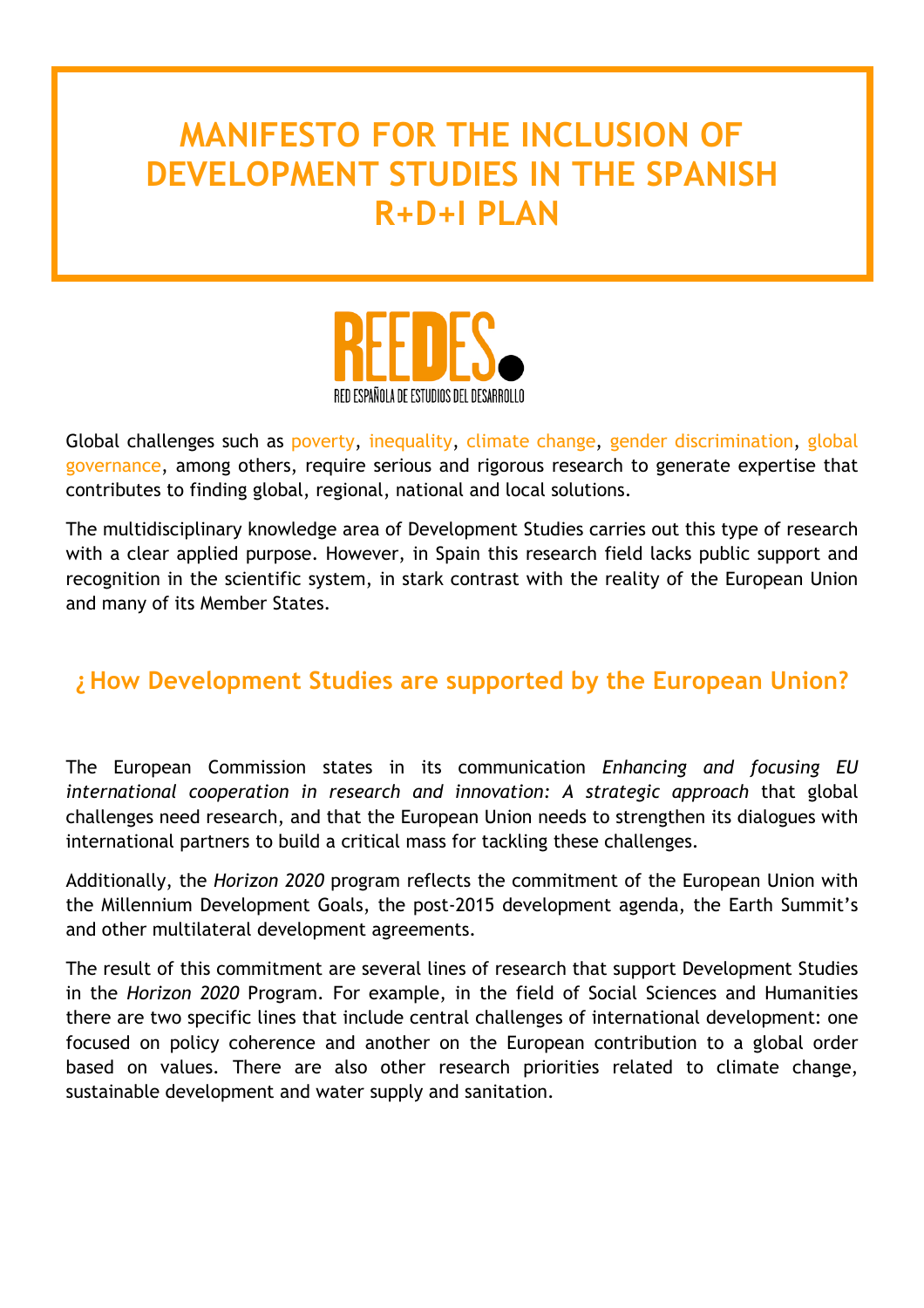# MANIFESTO FOR THE INCLUSION OF DEVELOPMENT STUDIES IN THE SPANISH R+D+I PLAN

REEDES.
RED ESPAÑOLA DE ESTUDIOS DEL DESARROLLO

Global challenges such as poverty, inequality, climate change, gender discrimination, global governance, among others, require serious and rigorous research to generate expertise that contributes to finding global, regional, national and local solutions.

The multidisciplinary knowledge area of Development Studies carries out this type of research with a clear applied purpose. However, in Spain this research field lacks public support and recognition in the scientific system, in stark contrast with the reality of the European Union and many of its Member States.

## ¿How Development Studies are supported by the European Union?

The European Commission states in its communication *Enhancing and focusing EU international cooperation in research and innovation: A strategic approach* that global challenges need research, and that the European Union needs to strengthen its dialogues with international partners to build a critical mass for tackling these challenges.

Additionally, the *Horizon 2020* program reflects the commitment of the European Union with the Millennium Development Goals, the post-2015 development agenda, the Earth Summit's and other multilateral development agreements.

The result of this commitment are several lines of research that support Development Studies in the *Horizon 2020* Program. For example, in the field of Social Sciences and Humanities there are two specific lines that include central challenges of international development: one focused on policy coherence and another on the European contribution to a global order based on values. There are also other research priorities related to climate change, sustainable development and water supply and sanitation.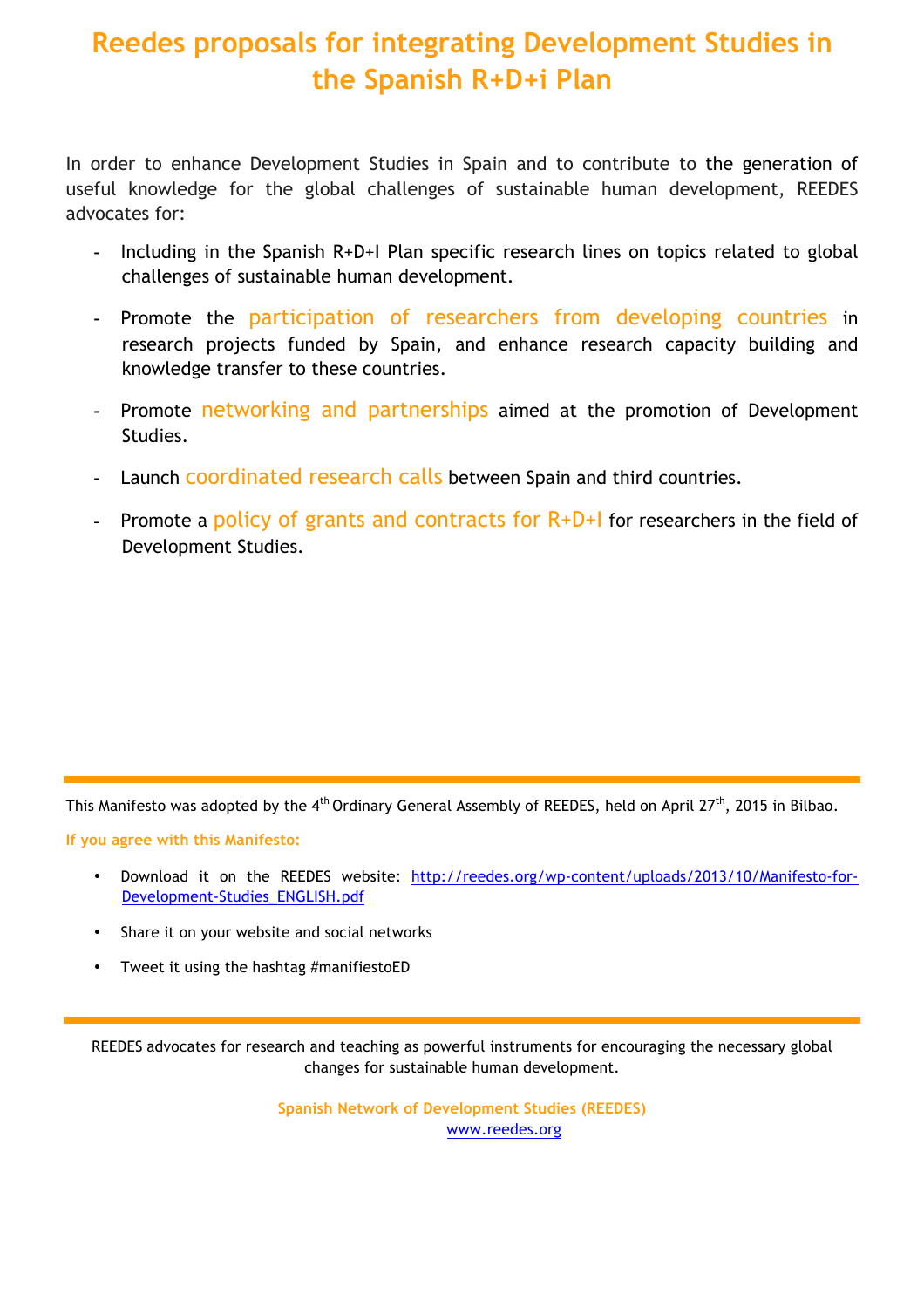# Reedes proposals for integrating Development Studies in the Spanish R+D+i Plan

In order to enhance Development Studies in Spain and to contribute to the generation of useful knowledge for the global challenges of sustainable human development, REEDES advocates for:

- Including in the Spanish R+D+I Plan specific research lines on topics related to global challenges of sustainable human development.
- Promote the participation of researchers from developing countries in research projects funded by Spain, and enhance research capacity building and knowledge transfer to these countries.
- Promote networking and partnerships aimed at the promotion of Development Studies.
- Launch coordinated research calls between Spain and third countries.
- Promote a policy of grants and contracts for R+D+I for researchers in the field of Development Studies.

---

This Manifesto was adopted by the 4th Ordinary General Assembly of REEDES, held on April 27th, 2015 in Bilbao.

**If you agree with this Manifesto:**

- Download it on the REEDES website: http://reedes.org/wp-content/uploads/2013/10/Manifesto-for-Development-Studies_ENGLISH.pdf
- Share it on your website and social networks
- Tweet it using the hashtag #manifiestoED

---

REEDES advocates for research and teaching as powerful instruments for encouraging the necessary global changes for sustainable human development.

**Spanish Network of Development Studies (REEDES)**
www.reedes.org